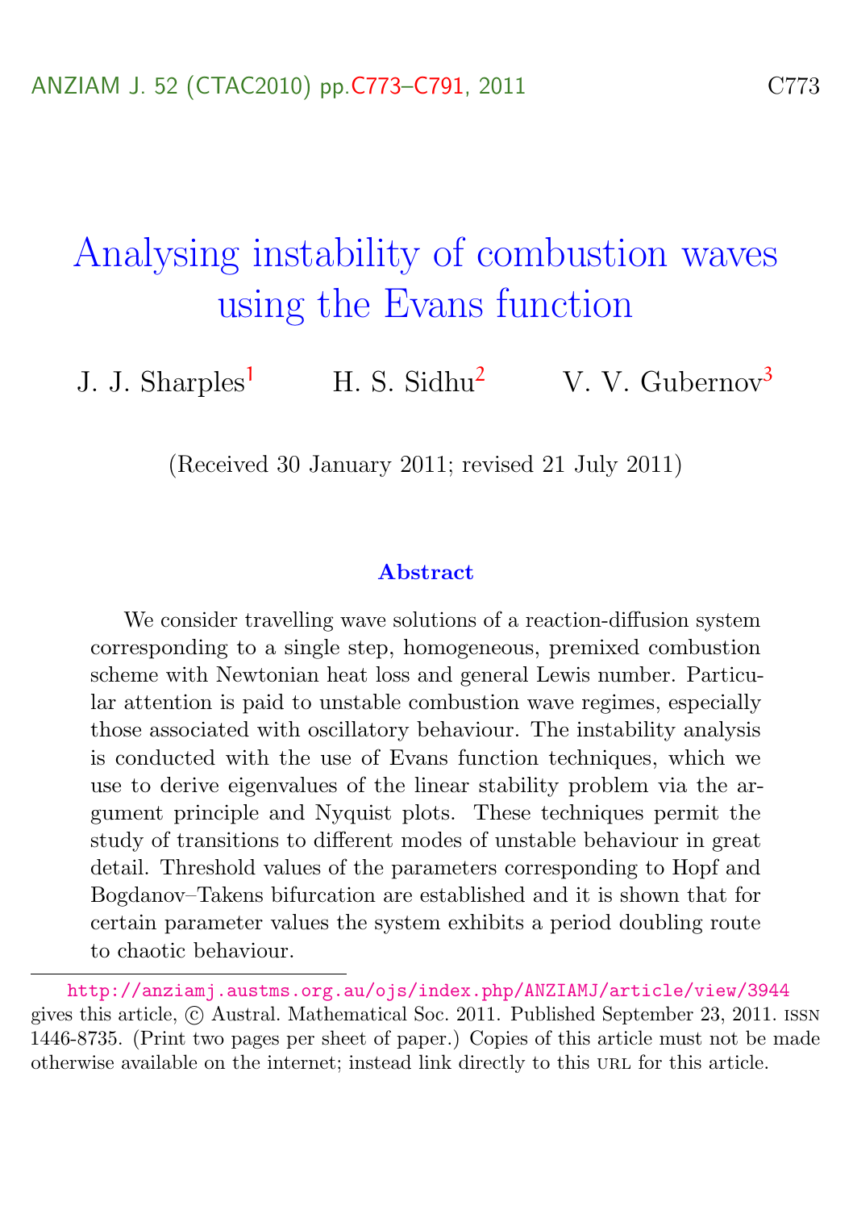# Analysing instability of combustion waves using the Evans function

J. J. Sharples[1] H. S. Sidhu[2] V. V. Gubernov[3]

(Received 30 January 2011; revised 21 July 2011)

## Abstract

We consider travelling wave solutions of a reaction-diffusion system corresponding to a single step, homogeneous, premixed combustion scheme with Newtonian heat loss and general Lewis number. Particular attention is paid to unstable combustion wave regimes, especially those associated with oscillatory behaviour. The instability analysis is conducted with the use of Evans function techniques, which we use to derive eigenvalues of the linear stability problem via the argument principle and Nyquist plots. These techniques permit the study of transitions to different modes of unstable behaviour in great detail. Threshold values of the parameters corresponding to Hopf and Bogdanov–Takens bifurcation are established and it is shown that for certain parameter values the system exhibits a period doubling route to chaotic behaviour.

---

http://anziamj.austms.org.au/ojs/index.php/ANZIAMJ/article/view/3944 gives this article, © Austral. Mathematical Soc. 2011. Published September 23, 2011. ISSN 1446-8735. (Print two pages per sheet of paper.) Copies of this article must not be made otherwise available on the internet; instead link directly to this URL for this article.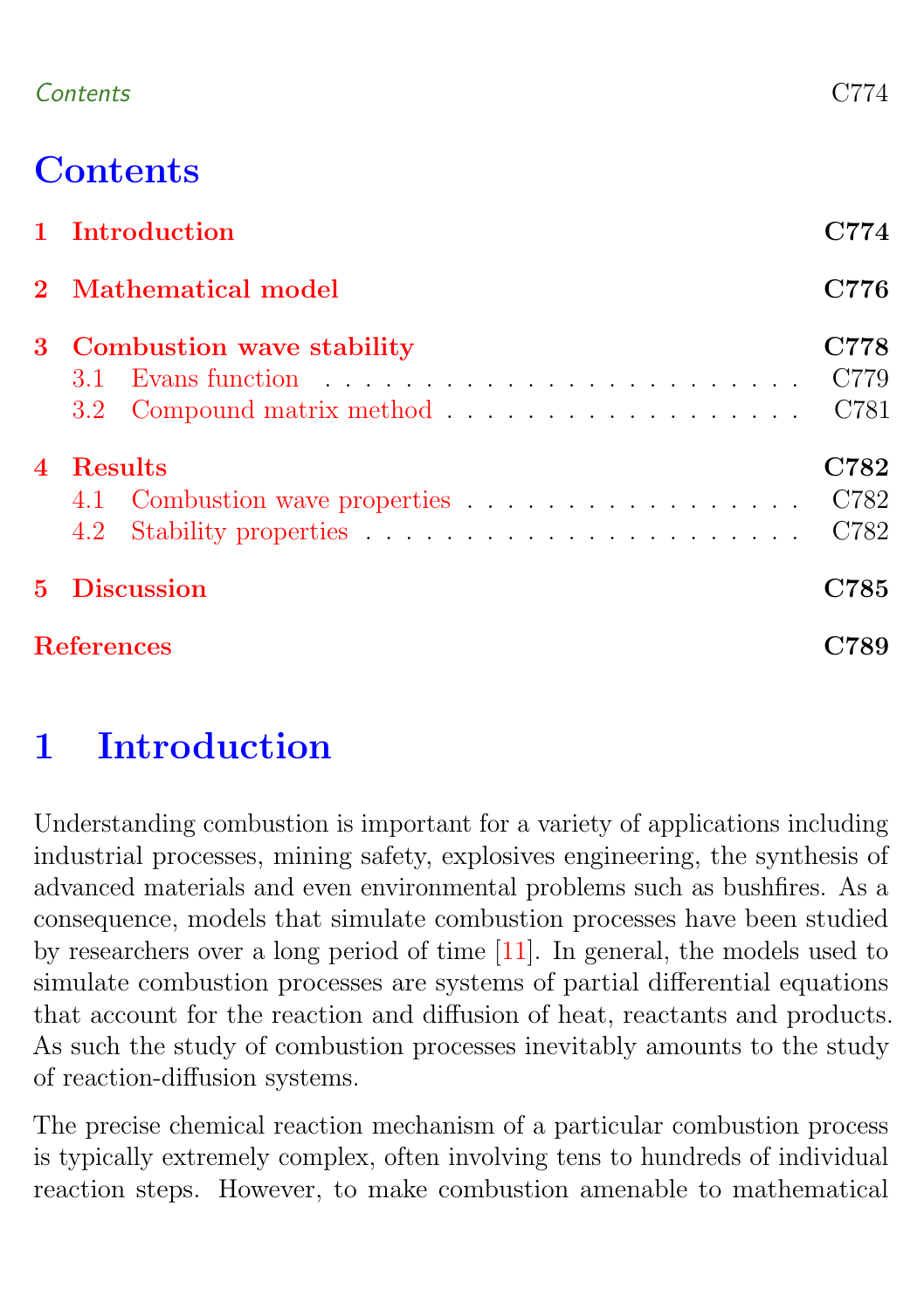# Contents

1 Introduction C774

2 Mathematical model C776

3 Combustion wave stability C778
- 3.1 Evans function C779
- 3.2 Compound matrix method C781

4 Results C782
- 4.1 Combustion wave properties C782
- 4.2 Stability properties C782

5 Discussion C785

References C789

# 1 Introduction

Understanding combustion is important for a variety of applications including industrial processes, mining safety, explosives engineering, the synthesis of advanced materials and even environmental problems such as bushfires. As a consequence, models that simulate combustion processes have been studied by researchers over a long period of time [11]. In general, the models used to simulate combustion processes are systems of partial differential equations that account for the reaction and diffusion of heat, reactants and products. As such the study of combustion processes inevitably amounts to the study of reaction-diffusion systems.

The precise chemical reaction mechanism of a particular combustion process is typically extremely complex, often involving tens to hundreds of individual reaction steps. However, to make combustion amenable to mathematical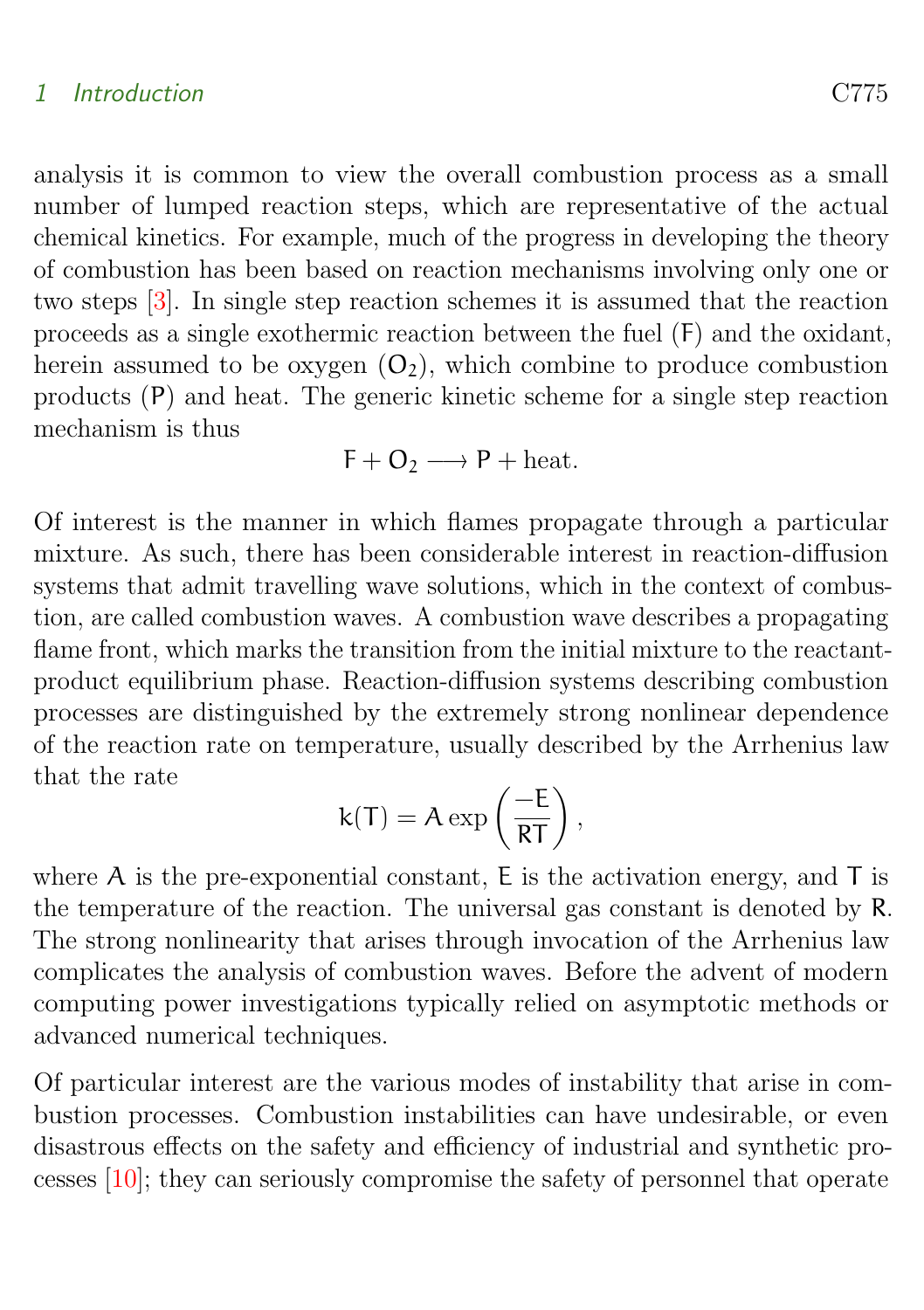analysis it is common to view the overall combustion process as a small number of lumped reaction steps, which are representative of the actual chemical kinetics. For example, much of the progress in developing the theory of combustion has been based on reaction mechanisms involving only one or two steps [3]. In single step reaction schemes it is assumed that the reaction proceeds as a single exothermic reaction between the fuel ($\mathsf{F}$) and the oxidant, herein assumed to be oxygen ($\mathsf{O_2}$), which combine to produce combustion products ($\mathsf{P}$) and heat. The generic kinetic scheme for a single step reaction mechanism is thus

$$\mathsf{F} + \mathsf{O_2} \longrightarrow \mathsf{P} + \text{heat}.$$

Of interest is the manner in which flames propagate through a particular mixture. As such, there has been considerable interest in reaction-diffusion systems that admit travelling wave solutions, which in the context of combustion, are called combustion waves. A combustion wave describes a propagating flame front, which marks the transition from the initial mixture to the reactant-product equilibrium phase. Reaction-diffusion systems describing combustion processes are distinguished by the extremely strong nonlinear dependence of the reaction rate on temperature, usually described by the Arrhenius law that the rate

$$\mathsf{k}(\mathsf{T}) = \mathsf{A} \exp\left(\frac{-\mathsf{E}}{\mathsf{R}\mathsf{T}}\right),$$

where $\mathsf{A}$ is the pre-exponential constant, $\mathsf{E}$ is the activation energy, and $\mathsf{T}$ is the temperature of the reaction. The universal gas constant is denoted by $\mathsf{R}$. The strong nonlinearity that arises through invocation of the Arrhenius law complicates the analysis of combustion waves. Before the advent of modern computing power investigations typically relied on asymptotic methods or advanced numerical techniques.

Of particular interest are the various modes of instability that arise in combustion processes. Combustion instabilities can have undesirable, or even disastrous effects on the safety and efficiency of industrial and synthetic processes [10]; they can seriously compromise the safety of personnel that operate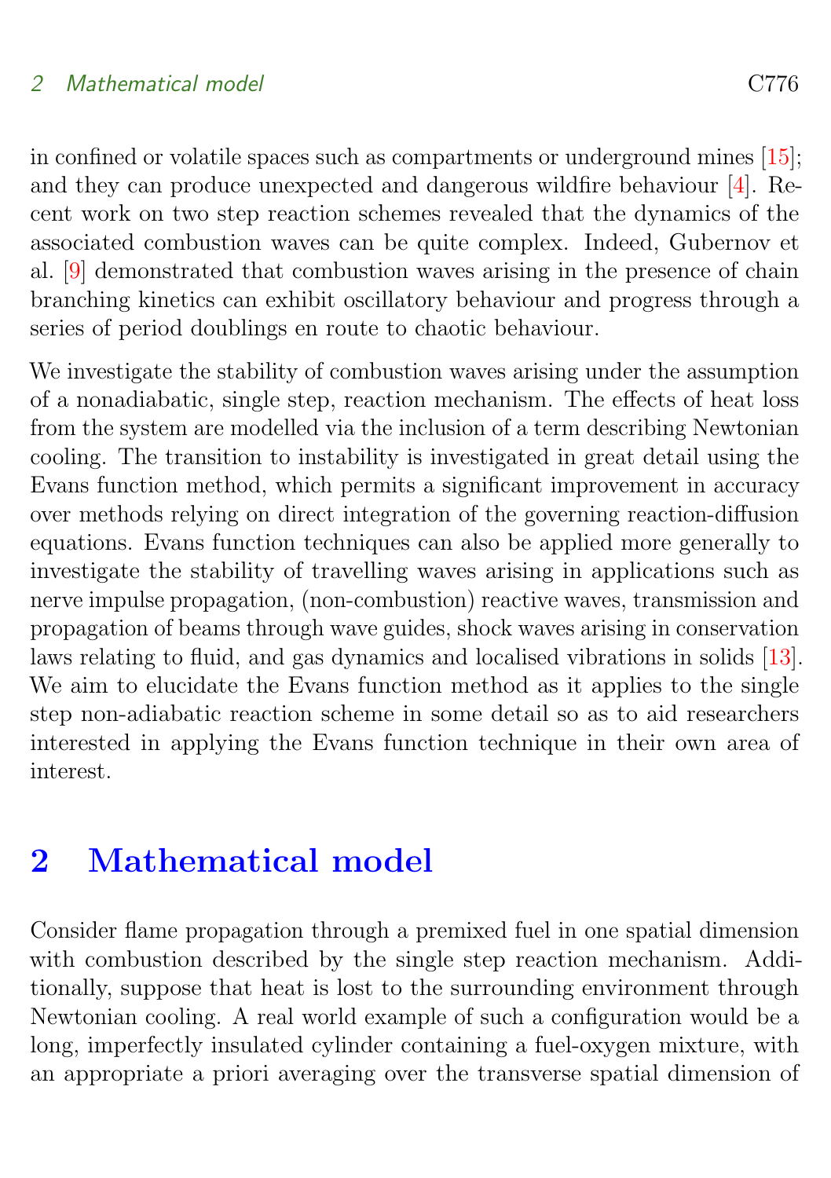in confined or volatile spaces such as compartments or underground mines [15]; and they can produce unexpected and dangerous wildfire behaviour [4]. Recent work on two step reaction schemes revealed that the dynamics of the associated combustion waves can be quite complex. Indeed, Gubernov et al. [9] demonstrated that combustion waves arising in the presence of chain branching kinetics can exhibit oscillatory behaviour and progress through a series of period doublings en route to chaotic behaviour.

We investigate the stability of combustion waves arising under the assumption of a nonadiabatic, single step, reaction mechanism. The effects of heat loss from the system are modelled via the inclusion of a term describing Newtonian cooling. The transition to instability is investigated in great detail using the Evans function method, which permits a significant improvement in accuracy over methods relying on direct integration of the governing reaction-diffusion equations. Evans function techniques can also be applied more generally to investigate the stability of travelling waves arising in applications such as nerve impulse propagation, (non-combustion) reactive waves, transmission and propagation of beams through wave guides, shock waves arising in conservation laws relating to fluid, and gas dynamics and localised vibrations in solids [13]. We aim to elucidate the Evans function method as it applies to the single step non-adiabatic reaction scheme in some detail so as to aid researchers interested in applying the Evans function technique in their own area of interest.

# 2 Mathematical model

Consider flame propagation through a premixed fuel in one spatial dimension with combustion described by the single step reaction mechanism. Additionally, suppose that heat is lost to the surrounding environment through Newtonian cooling. A real world example of such a configuration would be a long, imperfectly insulated cylinder containing a fuel-oxygen mixture, with an appropriate a priori averaging over the transverse spatial dimension of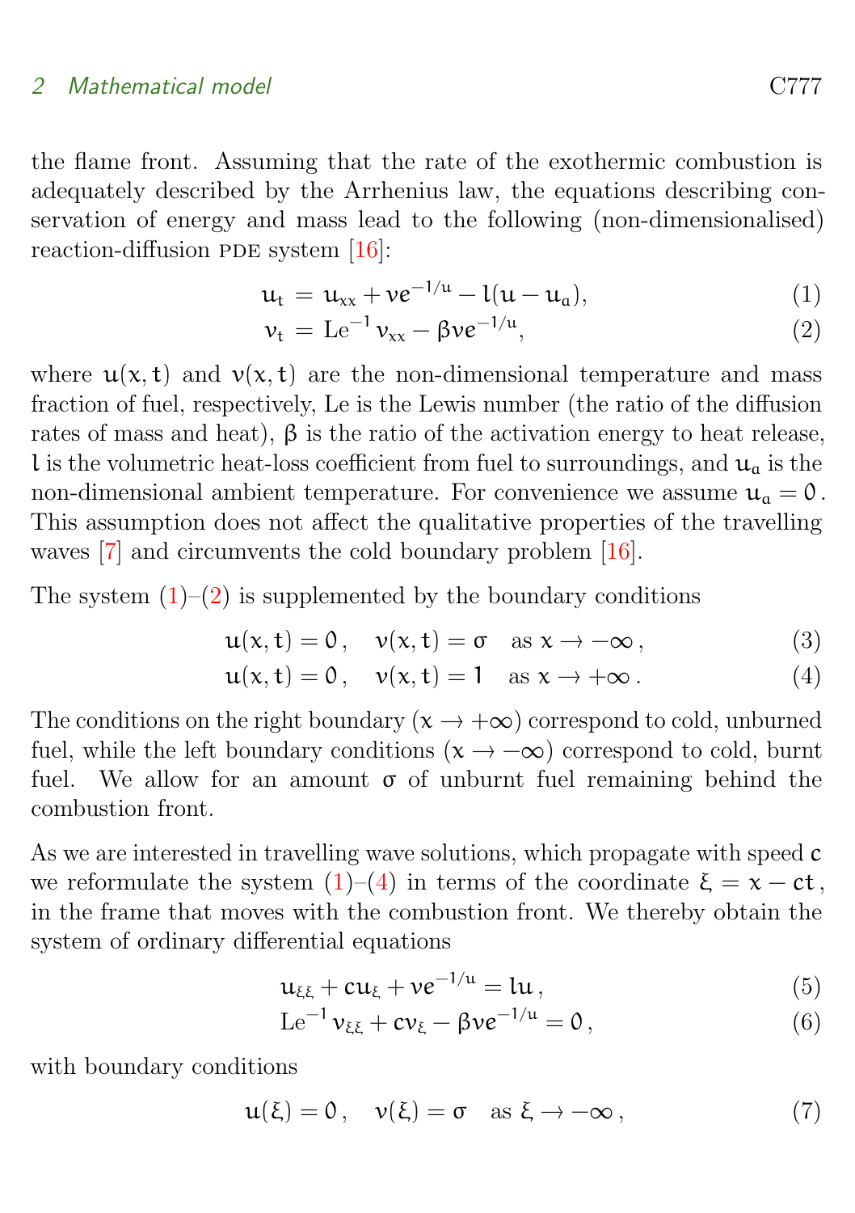the flame front. Assuming that the rate of the exothermic combustion is adequately described by the Arrhenius law, the equations describing conservation of energy and mass lead to the following (non-dimensionalised) reaction-diffusion PDE system [16]:

$$u_t = u_{xx} + ve^{-1/u} - l(u - u_a), \tag{1}$$

$$v_t = \mathrm{Le}^{-1} v_{xx} - \beta v e^{-1/u}, \tag{2}$$

where $u(x,t)$ and $v(x,t)$ are the non-dimensional temperature and mass fraction of fuel, respectively, Le is the Lewis number (the ratio of the diffusion rates of mass and heat), $\beta$ is the ratio of the activation energy to heat release, $l$ is the volumetric heat-loss coefficient from fuel to surroundings, and $u_a$ is the non-dimensional ambient temperature. For convenience we assume $u_a = 0$. This assumption does not affect the qualitative properties of the travelling waves [7] and circumvents the cold boundary problem [16].

The system (1)–(2) is supplemented by the boundary conditions

$$u(x,t) = 0\,, \quad v(x,t) = \sigma \quad \text{as } x \to -\infty\,, \tag{3}$$

$$u(x,t) = 0\,, \quad v(x,t) = 1 \quad \text{as } x \to +\infty\,. \tag{4}$$

The conditions on the right boundary ($x \to +\infty$) correspond to cold, unburned fuel, while the left boundary conditions ($x \to -\infty$) correspond to cold, burnt fuel. We allow for an amount $\sigma$ of unburnt fuel remaining behind the combustion front.

As we are interested in travelling wave solutions, which propagate with speed $c$ we reformulate the system (1)–(4) in terms of the coordinate $\xi = x - ct$, in the frame that moves with the combustion front. We thereby obtain the system of ordinary differential equations

$$u_{\xi\xi} + cu_{\xi} + ve^{-1/u} = lu\,, \tag{5}$$

$$\mathrm{Le}^{-1} v_{\xi\xi} + cv_{\xi} - \beta v e^{-1/u} = 0\,, \tag{6}$$

with boundary conditions

$$u(\xi) = 0\,, \quad v(\xi) = \sigma \quad \text{as } \xi \to -\infty\,, \tag{7}$$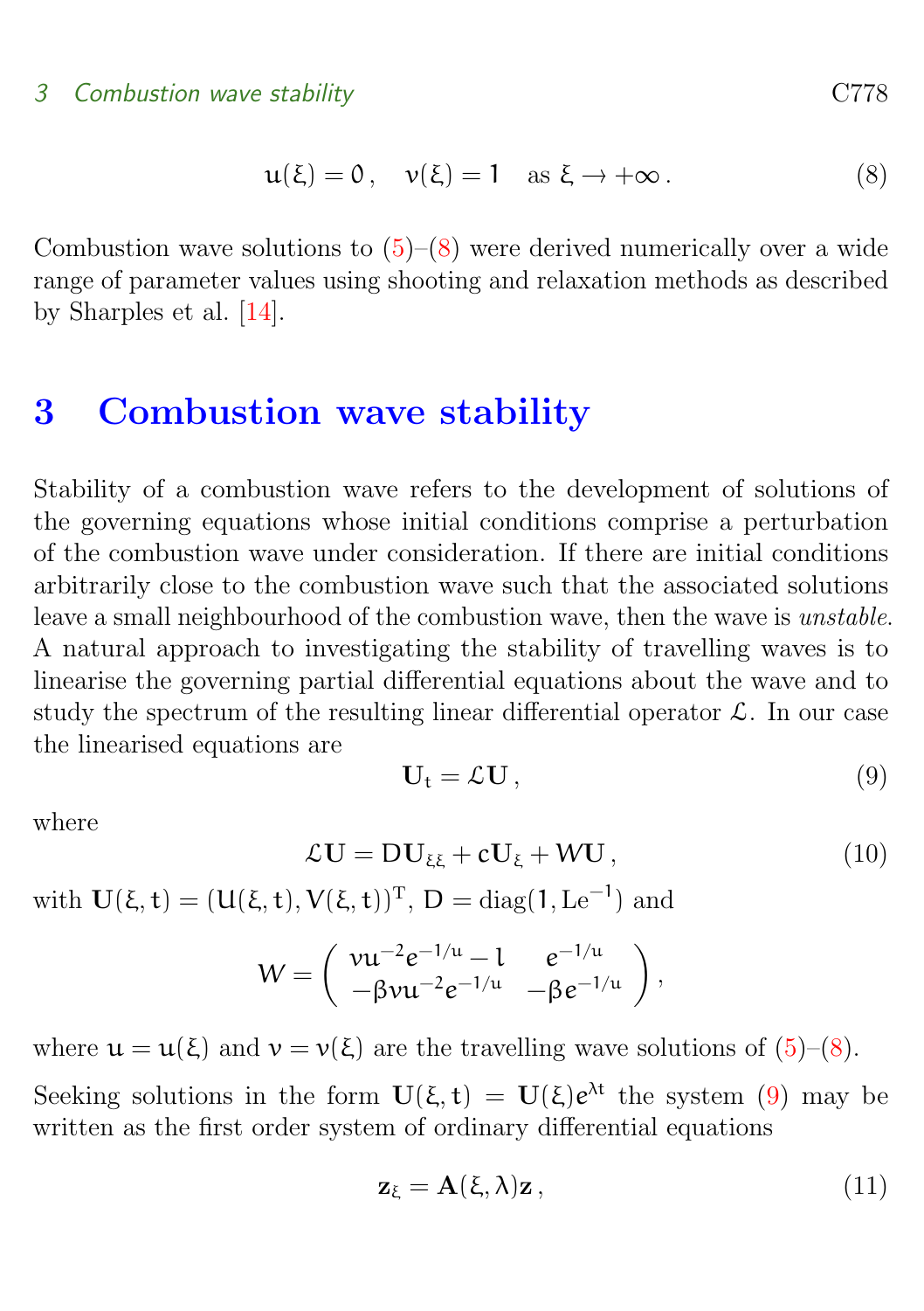$$u(\xi) = 0\,, \quad v(\xi) = 1 \quad \text{as } \xi \to +\infty\,. \tag{8}$$

Combustion wave solutions to (5)–(8) were derived numerically over a wide range of parameter values using shooting and relaxation methods as described by Sharples et al. [14].

# 3 Combustion wave stability

Stability of a combustion wave refers to the development of solutions of the governing equations whose initial conditions comprise a perturbation of the combustion wave under consideration. If there are initial conditions arbitrarily close to the combustion wave such that the associated solutions leave a small neighbourhood of the combustion wave, then the wave is *unstable*. A natural approach to investigating the stability of travelling waves is to linearise the governing partial differential equations about the wave and to study the spectrum of the resulting linear differential operator $\mathcal{L}$. In our case the linearised equations are

$$\mathbf{U}_t = \mathcal{L}\mathbf{U}\,, \tag{9}$$

where

$$\mathcal{L}\mathbf{U} = D\mathbf{U}_{\xi\xi} + c\mathbf{U}_{\xi} + W\mathbf{U}\,, \tag{10}$$

with $\mathbf{U}(\xi, t) = (U(\xi, t), V(\xi, t))^T$, $D = \operatorname{diag}(1, \mathrm{Le}^{-1})$ and

$$W = \begin{pmatrix} vu^{-2}e^{-1/u} - l & e^{-1/u} \\ -\beta vu^{-2}e^{-1/u} & -\beta e^{-1/u} \end{pmatrix},$$

where $u = u(\xi)$ and $v = v(\xi)$ are the travelling wave solutions of (5)–(8).

Seeking solutions in the form $\mathbf{U}(\xi, t) = \mathbf{U}(\xi)e^{\lambda t}$ the system (9) may be written as the first order system of ordinary differential equations

$$\mathbf{z}_{\xi} = \mathbf{A}(\xi, \lambda)\mathbf{z}\,, \tag{11}$$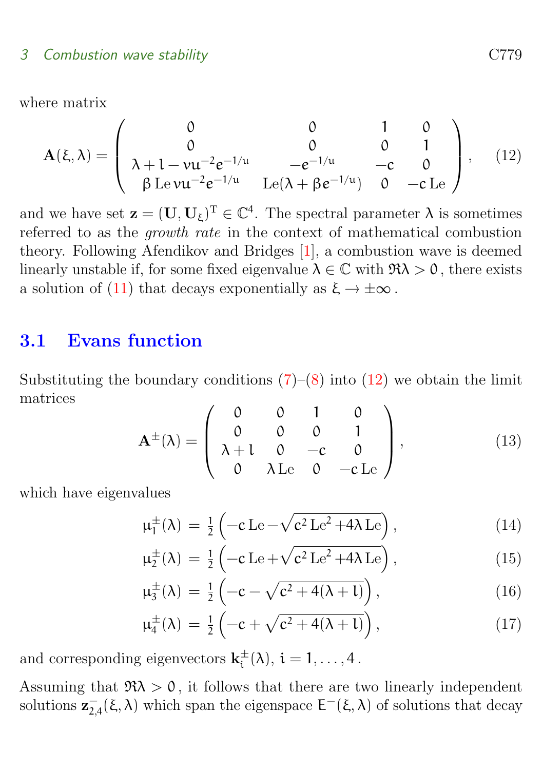where matrix

$$
\mathbf{A}(\xi,\lambda) = \begin{pmatrix} 0 & 0 & 1 & 0 \\ 0 & 0 & 0 & 1 \\ \lambda + l - \nu u^{-2} e^{-1/u} & -e^{-1/u} & -c & 0 \\ \beta \,\mathrm{Le}\, \nu u^{-2} e^{-1/u} & \mathrm{Le}(\lambda + \beta e^{-1/u}) & 0 & -c\,\mathrm{Le} \end{pmatrix}, \tag{12}
$$

and we have set $\mathbf{z} = (\mathbf{U}, \mathbf{U}_\xi)^{\mathrm{T}} \in \mathbb{C}^4$. The spectral parameter $\lambda$ is sometimes referred to as the *growth rate* in the context of mathematical combustion theory. Following Afendikov and Bridges [1], a combustion wave is deemed linearly unstable if, for some fixed eigenvalue $\lambda \in \mathbb{C}$ with $\Re\lambda > 0$, there exists a solution of (11) that decays exponentially as $\xi \to \pm\infty$.

## 3.1 Evans function

Substituting the boundary conditions (7)–(8) into (12) we obtain the limit matrices

$$
\mathbf{A}^{\pm}(\lambda) = \begin{pmatrix} 0 & 0 & 1 & 0 \\ 0 & 0 & 0 & 1 \\ \lambda + l & 0 & -c & 0 \\ 0 & \lambda\,\mathrm{Le} & 0 & -c\,\mathrm{Le} \end{pmatrix}, \tag{13}
$$

which have eigenvalues

$$
\mu_1^{\pm}(\lambda) = \tfrac{1}{2}\left(-c\,\mathrm{Le} - \sqrt{c^2\,\mathrm{Le}^2 + 4\lambda\,\mathrm{Le}}\right), \tag{14}
$$

$$
\mu_2^{\pm}(\lambda) = \tfrac{1}{2}\left(-c\,\mathrm{Le} + \sqrt{c^2\,\mathrm{Le}^2 + 4\lambda\,\mathrm{Le}}\right), \tag{15}
$$

$$
\mu_3^{\pm}(\lambda) = \tfrac{1}{2}\left(-c - \sqrt{c^2 + 4(\lambda + l)}\right), \tag{16}
$$

$$
\mu_4^{\pm}(\lambda) = \tfrac{1}{2}\left(-c + \sqrt{c^2 + 4(\lambda + l)}\right), \tag{17}
$$

and corresponding eigenvectors $\mathbf{k}_i^{\pm}(\lambda)$, $i = 1, \ldots, 4$.

Assuming that $\Re\lambda > 0$, it follows that there are two linearly independent solutions $\mathbf{z}_{2,4}^{-}(\xi, \lambda)$ which span the eigenspace $E^{-}(\xi, \lambda)$ of solutions that decay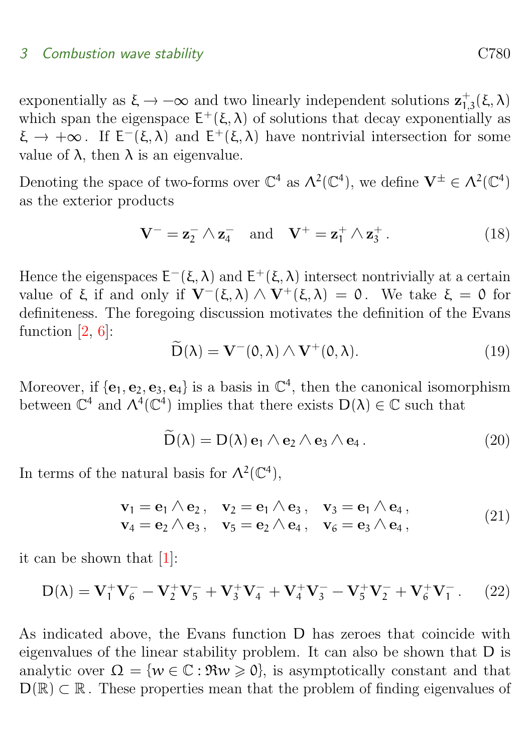exponentially as $\xi \to -\infty$ and two linearly independent solutions $\mathbf{z}^+_{1,3}(\xi, \lambda)$ which span the eigenspace $\mathsf{E}^+(\xi, \lambda)$ of solutions that decay exponentially as $\xi \to +\infty$. If $\mathsf{E}^-(\xi, \lambda)$ and $\mathsf{E}^+(\xi, \lambda)$ have nontrivial intersection for some value of $\lambda$, then $\lambda$ is an eigenvalue.

Denoting the space of two-forms over $\mathbb{C}^4$ as $\Lambda^2(\mathbb{C}^4)$, we define $\mathbf{V}^\pm \in \Lambda^2(\mathbb{C}^4)$ as the exterior products

$$\mathbf{V}^- = \mathbf{z}^-_2 \wedge \mathbf{z}^-_4 \quad \text{and} \quad \mathbf{V}^+ = \mathbf{z}^+_1 \wedge \mathbf{z}^+_3 \,. \tag{18}$$

Hence the eigenspaces $\mathsf{E}^-(\xi, \lambda)$ and $\mathsf{E}^+(\xi, \lambda)$ intersect nontrivially at a certain value of $\xi$ if and only if $\mathbf{V}^-(\xi, \lambda) \wedge \mathbf{V}^+(\xi, \lambda) = 0$. We take $\xi = 0$ for definiteness. The foregoing discussion motivates the definition of the Evans function [2, 6]:

$$\widetilde{\mathsf{D}}(\lambda) = \mathbf{V}^-(0, \lambda) \wedge \mathbf{V}^+(0, \lambda). \tag{19}$$

Moreover, if $\{\mathbf{e}_1, \mathbf{e}_2, \mathbf{e}_3, \mathbf{e}_4\}$ is a basis in $\mathbb{C}^4$, then the canonical isomorphism between $\mathbb{C}^4$ and $\Lambda^4(\mathbb{C}^4)$ implies that there exists $\mathsf{D}(\lambda) \in \mathbb{C}$ such that

$$\widetilde{\mathsf{D}}(\lambda) = \mathsf{D}(\lambda)\, \mathbf{e}_1 \wedge \mathbf{e}_2 \wedge \mathbf{e}_3 \wedge \mathbf{e}_4 \,. \tag{20}$$

In terms of the natural basis for $\Lambda^2(\mathbb{C}^4)$,

$$\begin{aligned} &\mathbf{v}_1 = \mathbf{e}_1 \wedge \mathbf{e}_2 \,, \quad \mathbf{v}_2 = \mathbf{e}_1 \wedge \mathbf{e}_3 \,, \quad \mathbf{v}_3 = \mathbf{e}_1 \wedge \mathbf{e}_4 \,, \\ &\mathbf{v}_4 = \mathbf{e}_2 \wedge \mathbf{e}_3 \,, \quad \mathbf{v}_5 = \mathbf{e}_2 \wedge \mathbf{e}_4 \,, \quad \mathbf{v}_6 = \mathbf{e}_3 \wedge \mathbf{e}_4 \,, \end{aligned} \tag{21}$$

it can be shown that [1]:

$$\mathsf{D}(\lambda) = \mathbf{V}^+_1\mathbf{V}^-_6 - \mathbf{V}^+_2\mathbf{V}^-_5 + \mathbf{V}^+_3\mathbf{V}^-_4 + \mathbf{V}^+_4\mathbf{V}^-_3 - \mathbf{V}^+_5\mathbf{V}^-_2 + \mathbf{V}^+_6\mathbf{V}^-_1 \,. \tag{22}$$

As indicated above, the Evans function $\mathsf{D}$ has zeroes that coincide with eigenvalues of the linear stability problem. It can also be shown that $\mathsf{D}$ is analytic over $\Omega = \{w \in \mathbb{C} : \Re w \geqslant 0\}$, is asymptotically constant and that $\mathsf{D}(\mathbb{R}) \subset \mathbb{R}$. These properties mean that the problem of finding eigenvalues of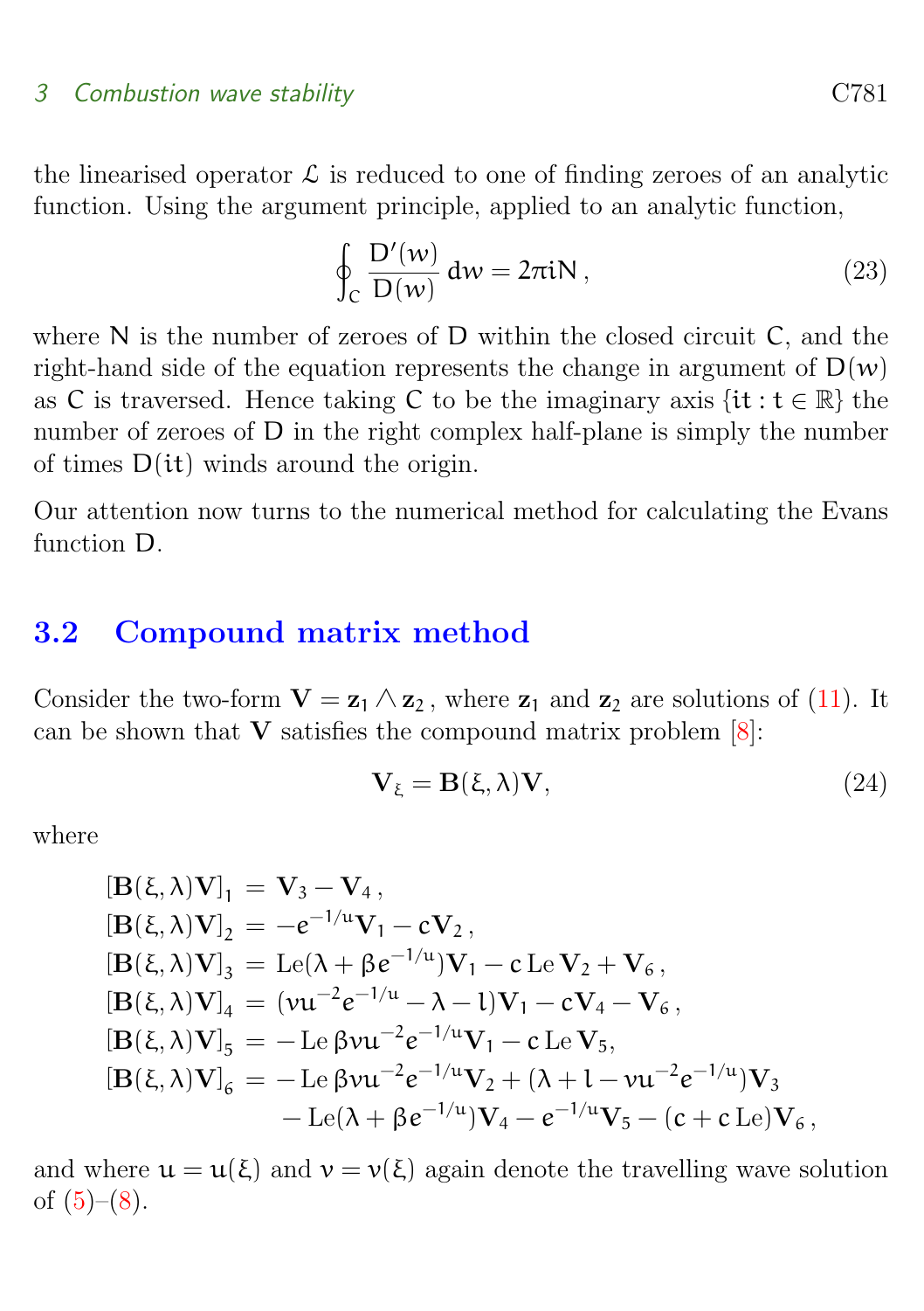the linearised operator $\mathcal{L}$ is reduced to one of finding zeroes of an analytic function. Using the argument principle, applied to an analytic function,

$$\oint_C \frac{D'(w)}{D(w)}\,dw = 2\pi i N\,, \tag{23}$$

where $N$ is the number of zeroes of $D$ within the closed circuit $C$, and the right-hand side of the equation represents the change in argument of $D(w)$ as $C$ is traversed. Hence taking $C$ to be the imaginary axis $\{it : t \in \mathbb{R}\}$ the number of zeroes of $D$ in the right complex half-plane is simply the number of times $D(it)$ winds around the origin.

Our attention now turns to the numerical method for calculating the Evans function $D$.

## 3.2 Compound matrix method

Consider the two-form $\mathbf{V} = \mathbf{z}_1 \wedge \mathbf{z}_2$, where $\mathbf{z}_1$ and $\mathbf{z}_2$ are solutions of (11). It can be shown that $\mathbf{V}$ satisfies the compound matrix problem [8]:

$$\mathbf{V}_\xi = \mathbf{B}(\xi,\lambda)\mathbf{V}, \tag{24}$$

where

$$\begin{aligned}
[\mathbf{B}(\xi,\lambda)\mathbf{V}]_1 &= \mathbf{V}_3 - \mathbf{V}_4\,,\\
[\mathbf{B}(\xi,\lambda)\mathbf{V}]_2 &= -e^{-1/u}\mathbf{V}_1 - c\mathbf{V}_2\,,\\
[\mathbf{B}(\xi,\lambda)\mathbf{V}]_3 &= \mathrm{Le}(\lambda + \beta e^{-1/u})\mathbf{V}_1 - c\,\mathrm{Le}\,\mathbf{V}_2 + \mathbf{V}_6\,,\\
[\mathbf{B}(\xi,\lambda)\mathbf{V}]_4 &= (v u^{-2} e^{-1/u} - \lambda - l)\mathbf{V}_1 - c\mathbf{V}_4 - \mathbf{V}_6\,,\\
[\mathbf{B}(\xi,\lambda)\mathbf{V}]_5 &= -\mathrm{Le}\,\beta v u^{-2} e^{-1/u}\mathbf{V}_1 - c\,\mathrm{Le}\,\mathbf{V}_5,\\
[\mathbf{B}(\xi,\lambda)\mathbf{V}]_6 &= -\mathrm{Le}\,\beta v u^{-2} e^{-1/u}\mathbf{V}_2 + (\lambda + l - v u^{-2} e^{-1/u})\mathbf{V}_3\\
&\quad - \mathrm{Le}(\lambda + \beta e^{-1/u})\mathbf{V}_4 - e^{-1/u}\mathbf{V}_5 - (c + c\,\mathrm{Le})\mathbf{V}_6\,,
\end{aligned}$$

and where $u = u(\xi)$ and $v = v(\xi)$ again denote the travelling wave solution of (5)–(8).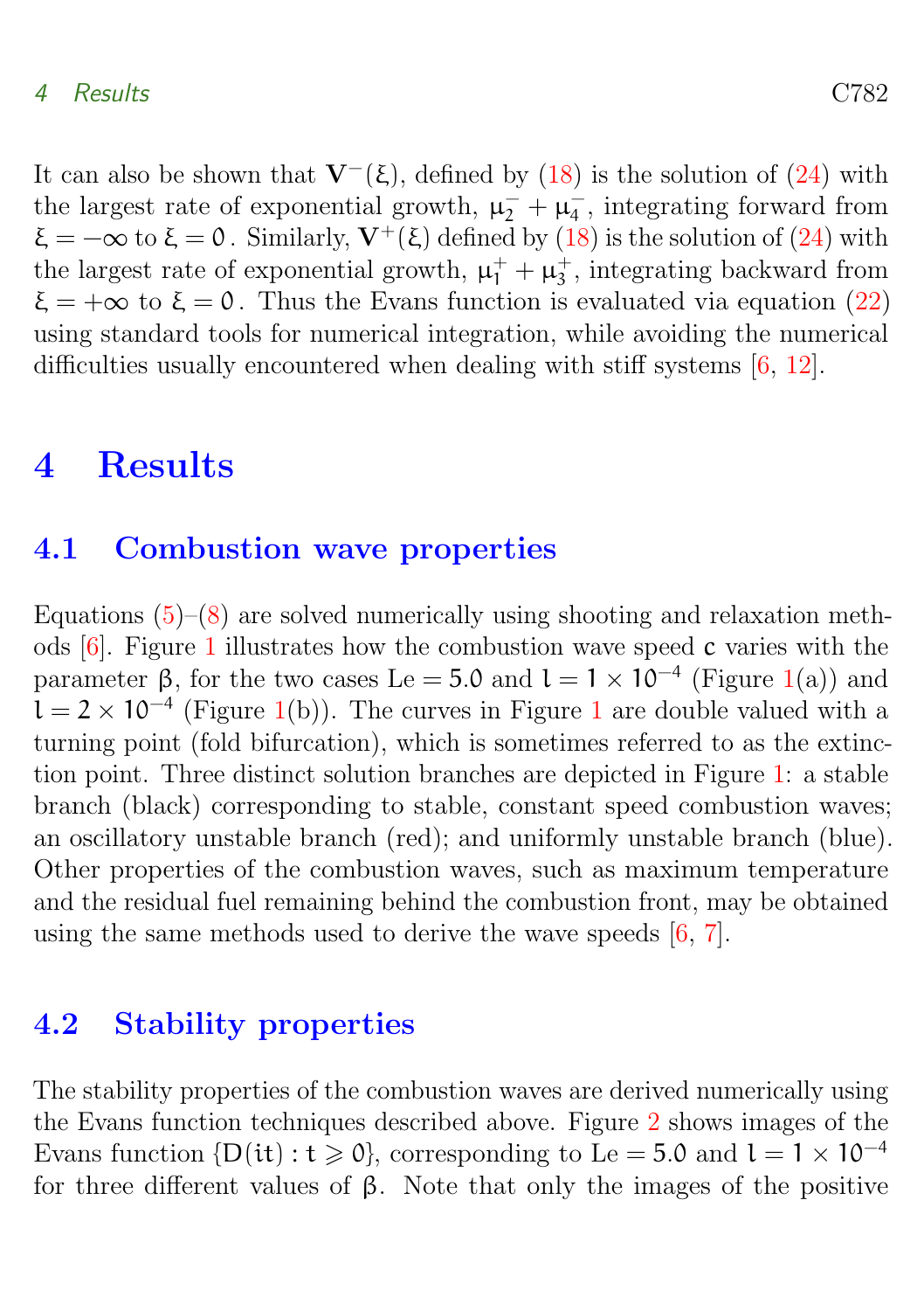It can also be shown that $\mathbf{V}^{-}(\xi)$, defined by (18) is the solution of (24) with the largest rate of exponential growth, $\mu_2^- + \mu_4^-$, integrating forward from $\xi = -\infty$ to $\xi = 0$. Similarly, $\mathbf{V}^{+}(\xi)$ defined by (18) is the solution of (24) with the largest rate of exponential growth, $\mu_1^+ + \mu_3^+$, integrating backward from $\xi = +\infty$ to $\xi = 0$. Thus the Evans function is evaluated via equation (22) using standard tools for numerical integration, while avoiding the numerical difficulties usually encountered when dealing with stiff systems [6, 12].

# 4 Results

## 4.1 Combustion wave properties

Equations (5)–(8) are solved numerically using shooting and relaxation methods [6]. Figure 1 illustrates how the combustion wave speed $c$ varies with the parameter $\beta$, for the two cases Le $= 5.0$ and $l = 1 \times 10^{-4}$ (Figure 1(a)) and $l = 2 \times 10^{-4}$ (Figure 1(b)). The curves in Figure 1 are double valued with a turning point (fold bifurcation), which is sometimes referred to as the extinction point. Three distinct solution branches are depicted in Figure 1: a stable branch (black) corresponding to stable, constant speed combustion waves; an oscillatory unstable branch (red); and uniformly unstable branch (blue). Other properties of the combustion waves, such as maximum temperature and the residual fuel remaining behind the combustion front, may be obtained using the same methods used to derive the wave speeds [6, 7].

## 4.2 Stability properties

The stability properties of the combustion waves are derived numerically using the Evans function techniques described above. Figure 2 shows images of the Evans function $\{D(it) : t \geqslant 0\}$, corresponding to Le $= 5.0$ and $l = 1 \times 10^{-4}$ for three different values of $\beta$. Note that only the images of the positive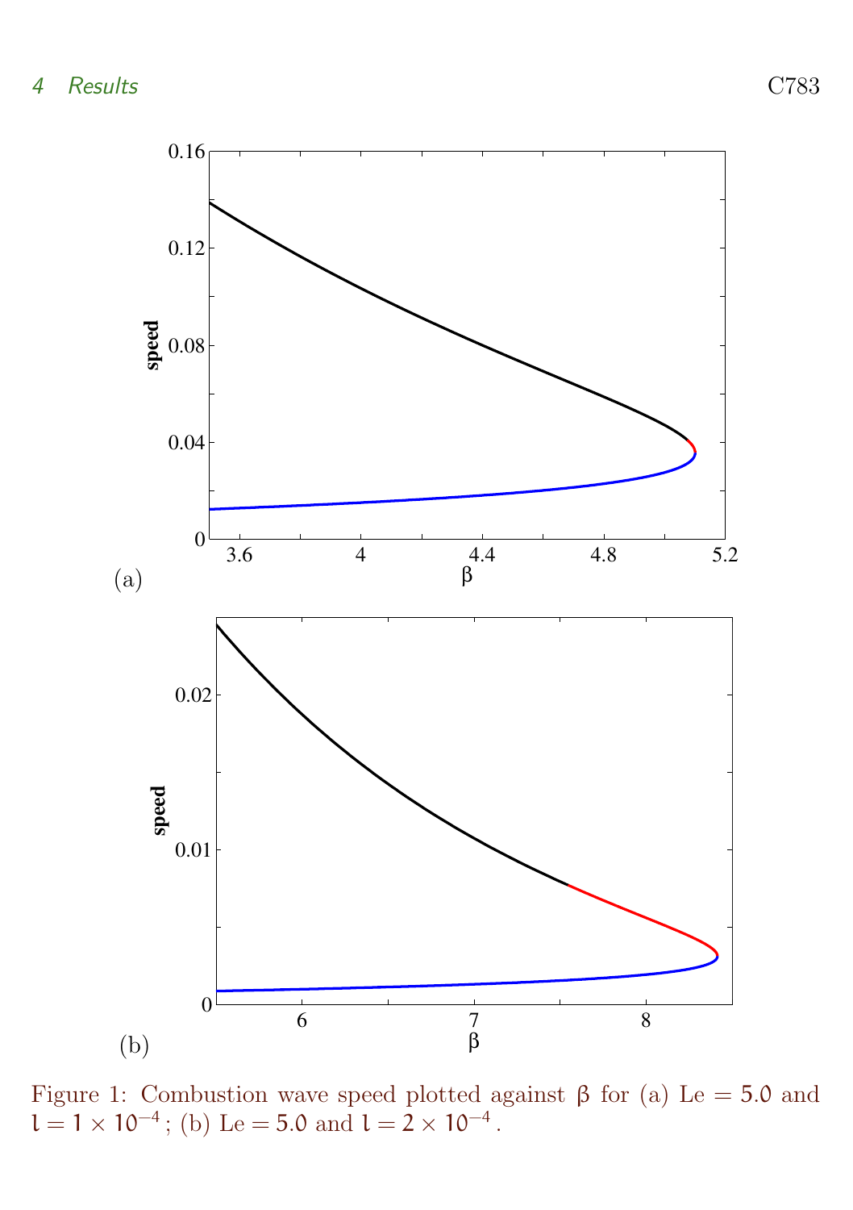0.16

0.12

0.08

0.04

0

speed

3.6

4

4.4

4.8

5.2

$\beta$

(a)

0.02

0.01

0

speed

6

7

8

$\beta$

(b)

Figure 1: Combustion wave speed plotted against $\beta$ for (a) Le $= 5.0$ and $l = 1 \times 10^{-4}$; (b) Le $= 5.0$ and $l = 2 \times 10^{-4}$.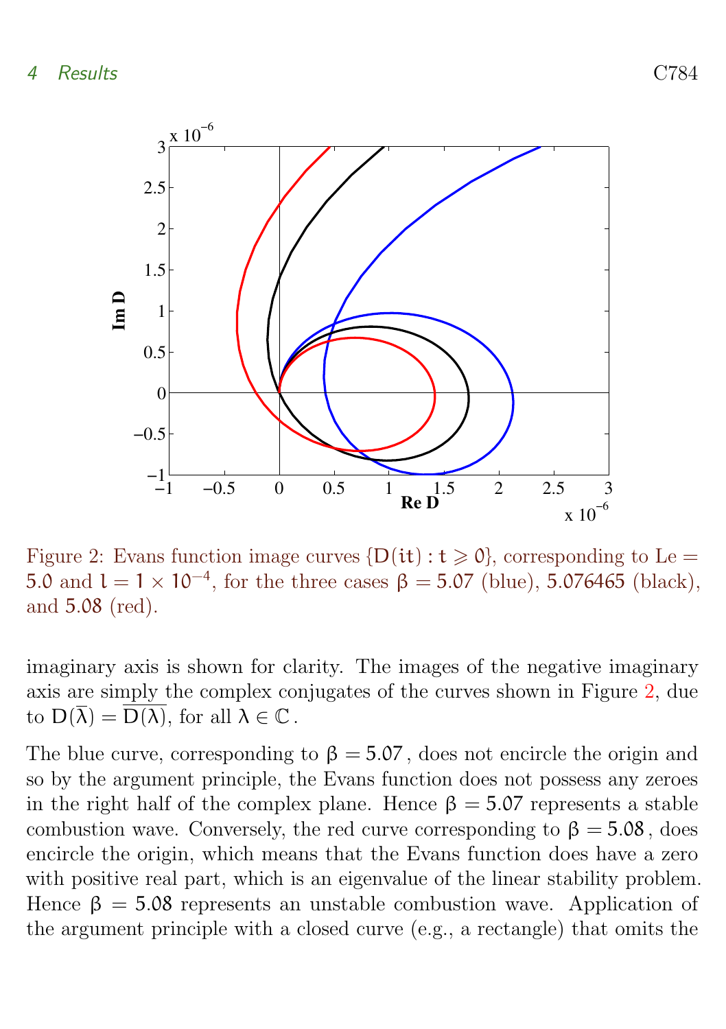x 10^-6

3
2.5
2
1.5
1
0.5
0
−0.5
−1

Im D

−1 −0.5 0 0.5 1 1.5 2 2.5 3

Re D

x 10^-6

Figure 2: Evans function image curves $\{D(it) : t \geqslant 0\}$, corresponding to Le = 5.0 and $l = 1 \times 10^{-4}$, for the three cases $\beta = 5.07$ (blue), $5.076465$ (black), and $5.08$ (red).

imaginary axis is shown for clarity. The images of the negative imaginary axis are simply the complex conjugates of the curves shown in Figure 2, due to $D(\bar{\lambda}) = \overline{D(\lambda)}$, for all $\lambda \in \mathbb{C}$.

The blue curve, corresponding to $\beta = 5.07$, does not encircle the origin and so by the argument principle, the Evans function does not possess any zeroes in the right half of the complex plane. Hence $\beta = 5.07$ represents a stable combustion wave. Conversely, the red curve corresponding to $\beta = 5.08$, does encircle the origin, which means that the Evans function does have a zero with positive real part, which is an eigenvalue of the linear stability problem. Hence $\beta = 5.08$ represents an unstable combustion wave. Application of the argument principle with a closed curve (e.g., a rectangle) that omits the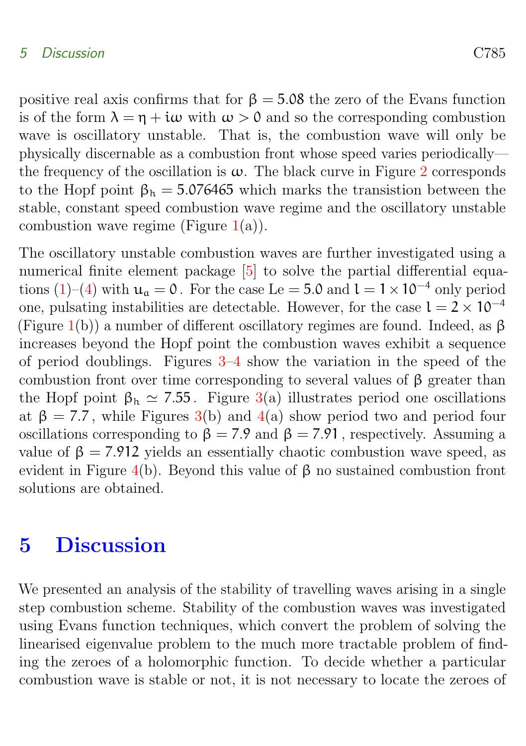positive real axis confirms that for $\beta = 5.08$ the zero of the Evans function is of the form $\lambda = \eta + i\omega$ with $\omega > 0$ and so the corresponding combustion wave is oscillatory unstable. That is, the combustion wave will only be physically discernable as a combustion front whose speed varies periodically—the frequency of the oscillation is $\omega$. The black curve in Figure 2 corresponds to the Hopf point $\beta_h = 5.076465$ which marks the transistion between the stable, constant speed combustion wave regime and the oscillatory unstable combustion wave regime (Figure 1(a)).

The oscillatory unstable combustion waves are further investigated using a numerical finite element package [5] to solve the partial differential equations (1)–(4) with $u_a = 0$. For the case $\mathrm{Le} = 5.0$ and $l = 1 \times 10^{-4}$ only period one, pulsating instabilities are detectable. However, for the case $l = 2 \times 10^{-4}$ (Figure 1(b)) a number of different oscillatory regimes are found. Indeed, as $\beta$ increases beyond the Hopf point the combustion waves exhibit a sequence of period doublings. Figures 3–4 show the variation in the speed of the combustion front over time corresponding to several values of $\beta$ greater than the Hopf point $\beta_h \simeq 7.55$. Figure 3(a) illustrates period one oscillations at $\beta = 7.7$, while Figures 3(b) and 4(a) show period two and period four oscillations corresponding to $\beta = 7.9$ and $\beta = 7.91$, respectively. Assuming a value of $\beta = 7.912$ yields an essentially chaotic combustion wave speed, as evident in Figure 4(b). Beyond this value of $\beta$ no sustained combustion front solutions are obtained.

# 5 Discussion

We presented an analysis of the stability of travelling waves arising in a single step combustion scheme. Stability of the combustion waves was investigated using Evans function techniques, which convert the problem of solving the linearised eigenvalue problem to the much more tractable problem of finding the zeroes of a holomorphic function. To decide whether a particular combustion wave is stable or not, it is not necessary to locate the zeroes of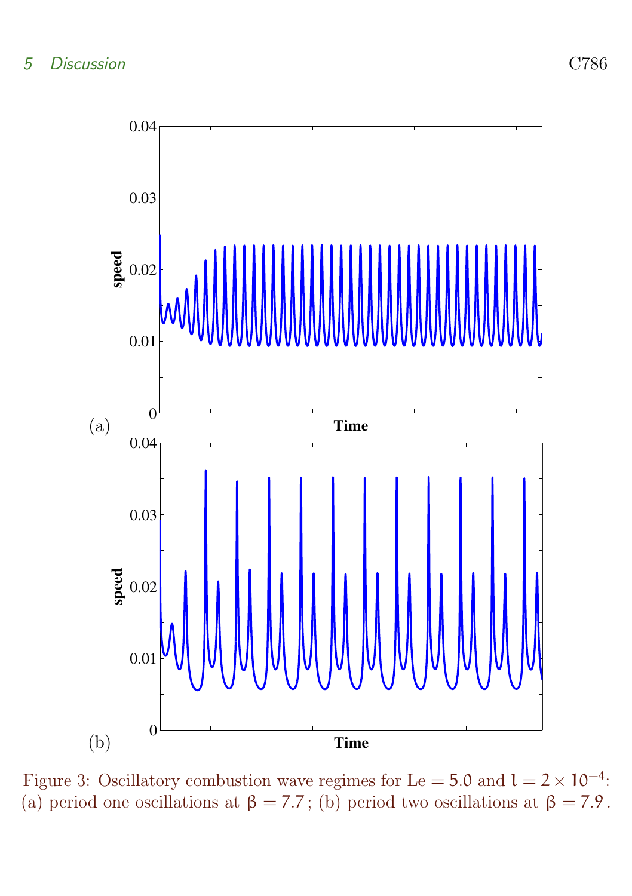0.04

0.03

0.02

0.01

0

speed

Time

(a)

0.04

0.03

0.02

0.01

0

speed

Time

(b)

Figure 3: Oscillatory combustion wave regimes for $\mathrm{Le} = 5.0$ and $\mathfrak{l} = 2 \times 10^{-4}$: (a) period one oscillations at $\beta = 7.7$; (b) period two oscillations at $\beta = 7.9$.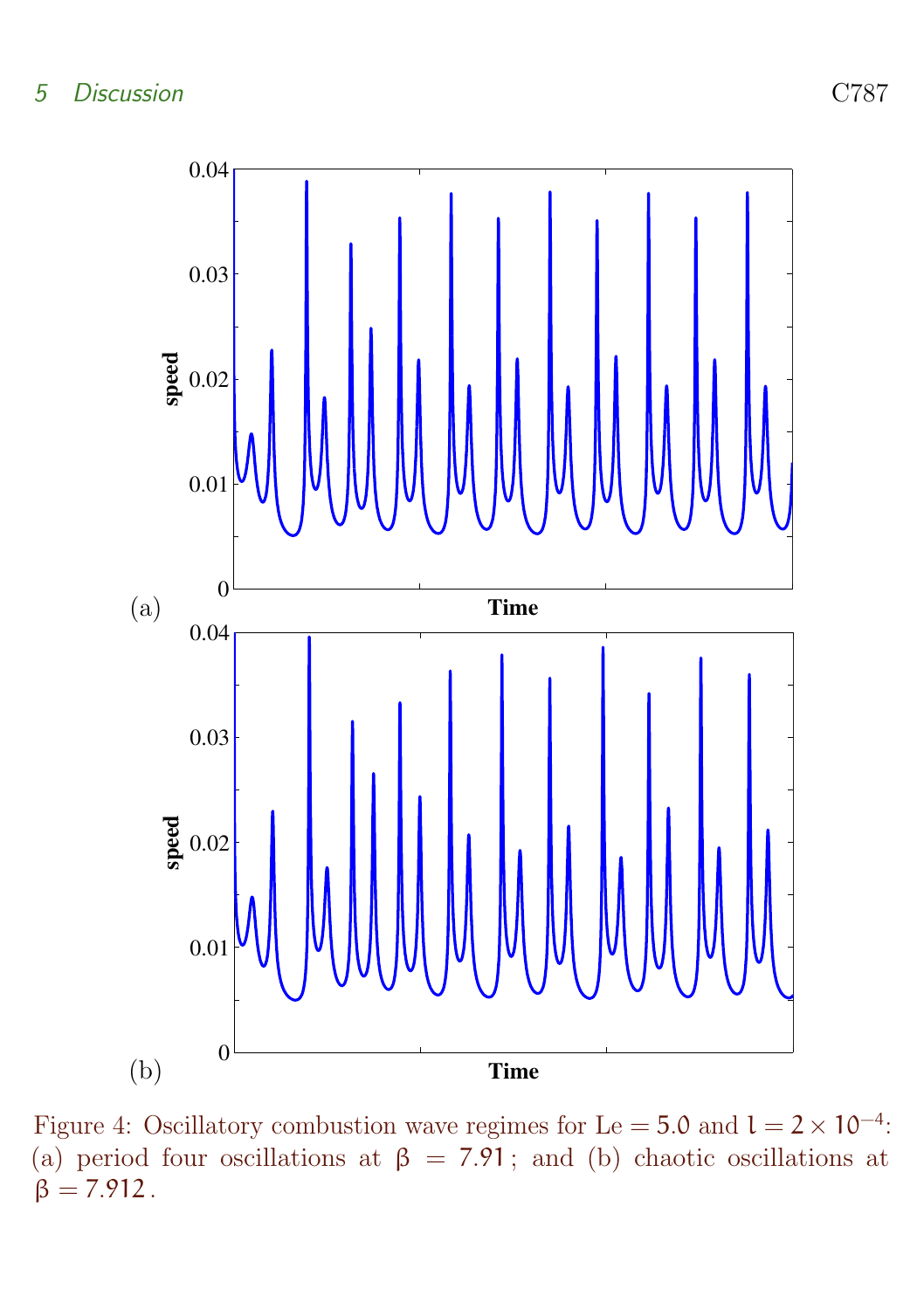0.04

0.03

0.02

0.01

0

speed

Time

(a)

0.04

0.03

0.02

0.01

0

speed

Time

(b)

Figure 4: Oscillatory combustion wave regimes for $\mathrm{Le} = 5.0$ and $l = 2 \times 10^{-4}$: (a) period four oscillations at $\beta = 7.91$; and (b) chaotic oscillations at $\beta = 7.912$.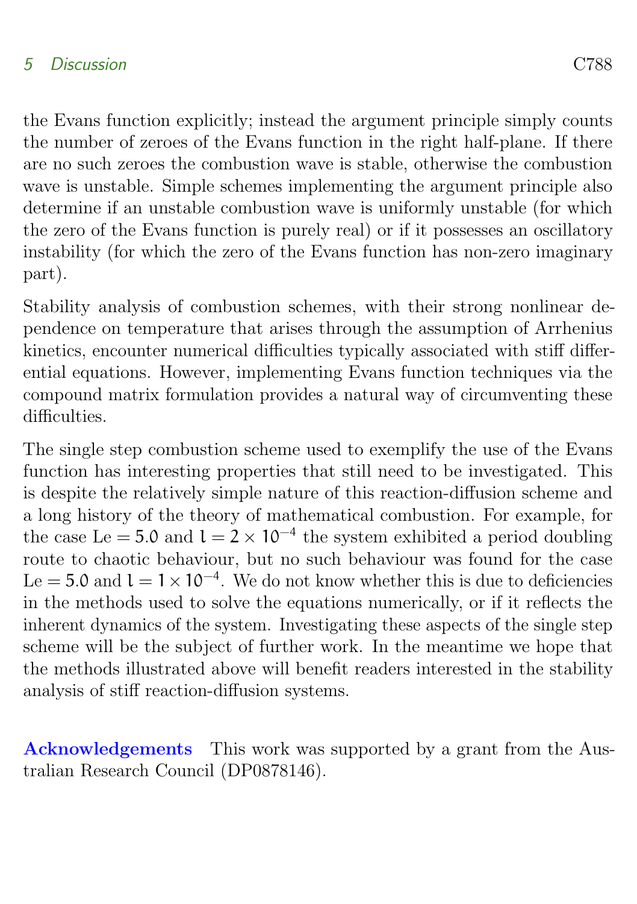the Evans function explicitly; instead the argument principle simply counts the number of zeroes of the Evans function in the right half-plane. If there are no such zeroes the combustion wave is stable, otherwise the combustion wave is unstable. Simple schemes implementing the argument principle also determine if an unstable combustion wave is uniformly unstable (for which the zero of the Evans function is purely real) or if it possesses an oscillatory instability (for which the zero of the Evans function has non-zero imaginary part).

Stability analysis of combustion schemes, with their strong nonlinear dependence on temperature that arises through the assumption of Arrhenius kinetics, encounter numerical difficulties typically associated with stiff differential equations. However, implementing Evans function techniques via the compound matrix formulation provides a natural way of circumventing these difficulties.

The single step combustion scheme used to exemplify the use of the Evans function has interesting properties that still need to be investigated. This is despite the relatively simple nature of this reaction-diffusion scheme and a long history of the theory of mathematical combustion. For example, for the case $\mathrm{Le} = 5.0$ and $l = 2 \times 10^{-4}$ the system exhibited a period doubling route to chaotic behaviour, but no such behaviour was found for the case $\mathrm{Le} = 5.0$ and $l = 1 \times 10^{-4}$. We do not know whether this is due to deficiencies in the methods used to solve the equations numerically, or if it reflects the inherent dynamics of the system. Investigating these aspects of the single step scheme will be the subject of further work. In the meantime we hope that the methods illustrated above will benefit readers interested in the stability analysis of stiff reaction-diffusion systems.

**Acknowledgements** This work was supported by a grant from the Australian Research Council (DP0878146).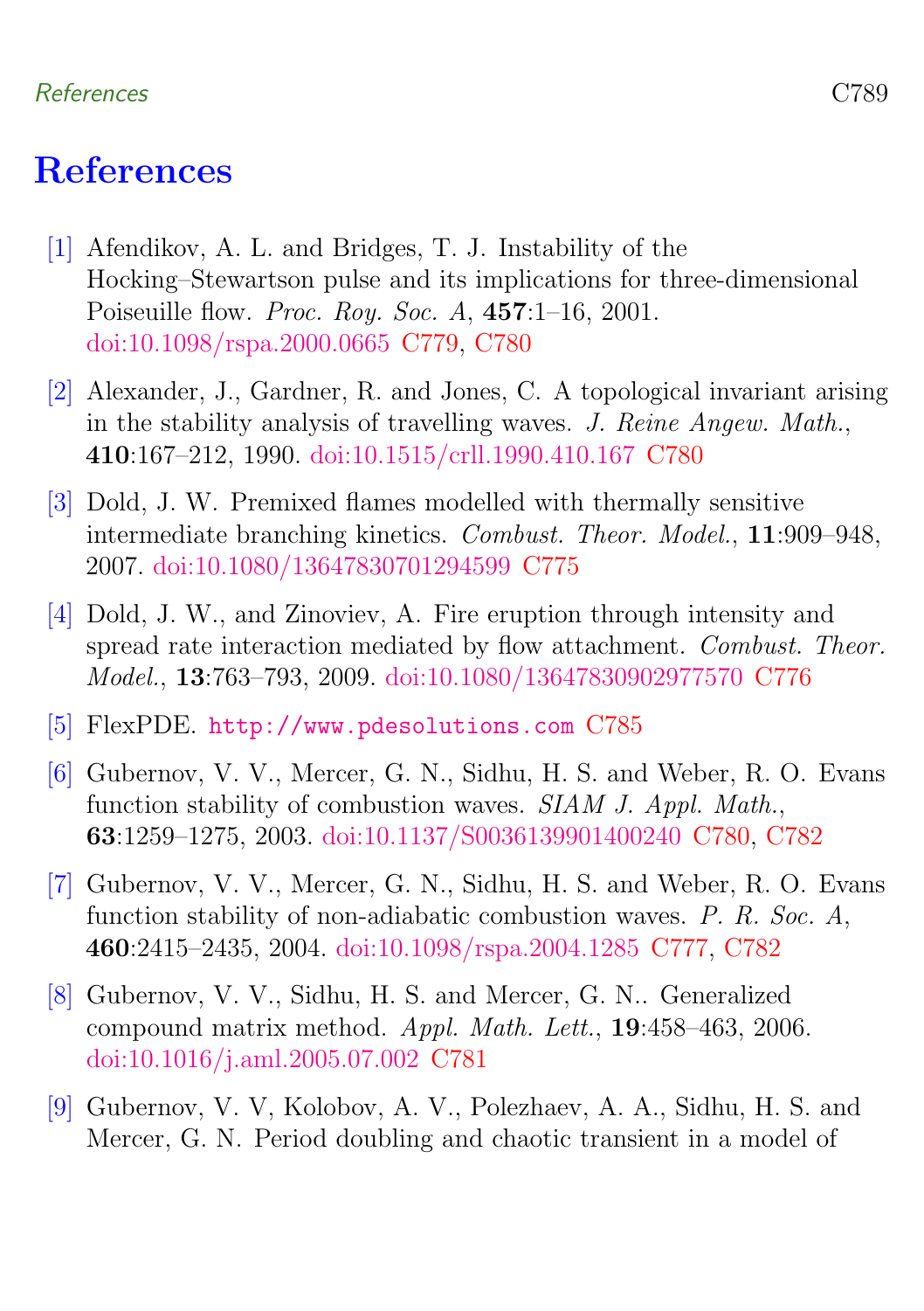# References

[1] Afendikov, A. L. and Bridges, T. J. Instability of the Hocking–Stewartson pulse and its implications for three-dimensional Poiseuille flow. *Proc. Roy. Soc. A*, **457**:1–16, 2001. doi:10.1098/rspa.2000.0665 C779, C780

[2] Alexander, J., Gardner, R. and Jones, C. A topological invariant arising in the stability analysis of travelling waves. *J. Reine Angew. Math.*, **410**:167–212, 1990. doi:10.1515/crll.1990.410.167 C780

[3] Dold, J. W. Premixed flames modelled with thermally sensitive intermediate branching kinetics. *Combust. Theor. Model.*, **11**:909–948, 2007. doi:10.1080/13647830701294599 C775

[4] Dold, J. W., and Zinoviev, A. Fire eruption through intensity and spread rate interaction mediated by flow attachment. *Combust. Theor. Model.*, **13**:763–793, 2009. doi:10.1080/13647830902977570 C776

[5] FlexPDE. `http://www.pdesolutions.com` C785

[6] Gubernov, V. V., Mercer, G. N., Sidhu, H. S. and Weber, R. O. Evans function stability of combustion waves. *SIAM J. Appl. Math.*, **63**:1259–1275, 2003. doi:10.1137/S0036139901400240 C780, C782

[7] Gubernov, V. V., Mercer, G. N., Sidhu, H. S. and Weber, R. O. Evans function stability of non-adiabatic combustion waves. *P. R. Soc. A*, **460**:2415–2435, 2004. doi:10.1098/rspa.2004.1285 C777, C782

[8] Gubernov, V. V., Sidhu, H. S. and Mercer, G. N.. Generalized compound matrix method. *Appl. Math. Lett.*, **19**:458–463, 2006. doi:10.1016/j.aml.2005.07.002 C781

[9] Gubernov, V. V, Kolobov, A. V., Polezhaev, A. A., Sidhu, H. S. and Mercer, G. N. Period doubling and chaotic transient in a model of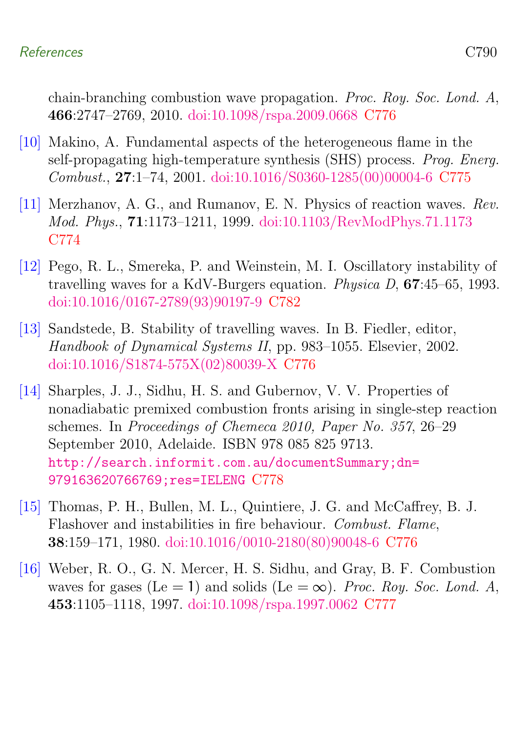chain-branching combustion wave propagation. *Proc. Roy. Soc. Lond. A*, **466**:2747–2769, 2010. doi:10.1098/rspa.2009.0668 C776

[10] Makino, A. Fundamental aspects of the heterogeneous flame in the self-propagating high-temperature synthesis (SHS) process. *Prog. Energ. Combust.*, **27**:1–74, 2001. doi:10.1016/S0360-1285(00)00004-6 C775

[11] Merzhanov, A. G., and Rumanov, E. N. Physics of reaction waves. *Rev. Mod. Phys.*, **71**:1173–1211, 1999. doi:10.1103/RevModPhys.71.1173 C774

[12] Pego, R. L., Smereka, P. and Weinstein, M. I. Oscillatory instability of travelling waves for a KdV-Burgers equation. *Physica D*, **67**:45–65, 1993. doi:10.1016/0167-2789(93)90197-9 C782

[13] Sandstede, B. Stability of travelling waves. In B. Fiedler, editor, *Handbook of Dynamical Systems II*, pp. 983–1055. Elsevier, 2002. doi:10.1016/S1874-575X(02)80039-X C776

[14] Sharples, J. J., Sidhu, H. S. and Gubernov, V. V. Properties of nonadiabatic premixed combustion fronts arising in single-step reaction schemes. In *Proceedings of Chemeca 2010, Paper No. 357*, 26–29 September 2010, Adelaide. ISBN 978 085 825 9713. http://search.informit.com.au/documentSummary;dn=979163620766769;res=IELENG C778

[15] Thomas, P. H., Bullen, M. L., Quintiere, J. G. and McCaffrey, B. J. Flashover and instabilities in fire behaviour. *Combust. Flame*, **38**:159–171, 1980. doi:10.1016/0010-2180(80)90048-6 C776

[16] Weber, R. O., G. N. Mercer, H. S. Sidhu, and Gray, B. F. Combustion waves for gases ($\mathrm{Le} = 1$) and solids ($\mathrm{Le} = \infty$). *Proc. Roy. Soc. Lond. A*, **453**:1105–1118, 1997. doi:10.1098/rspa.1997.0062 C777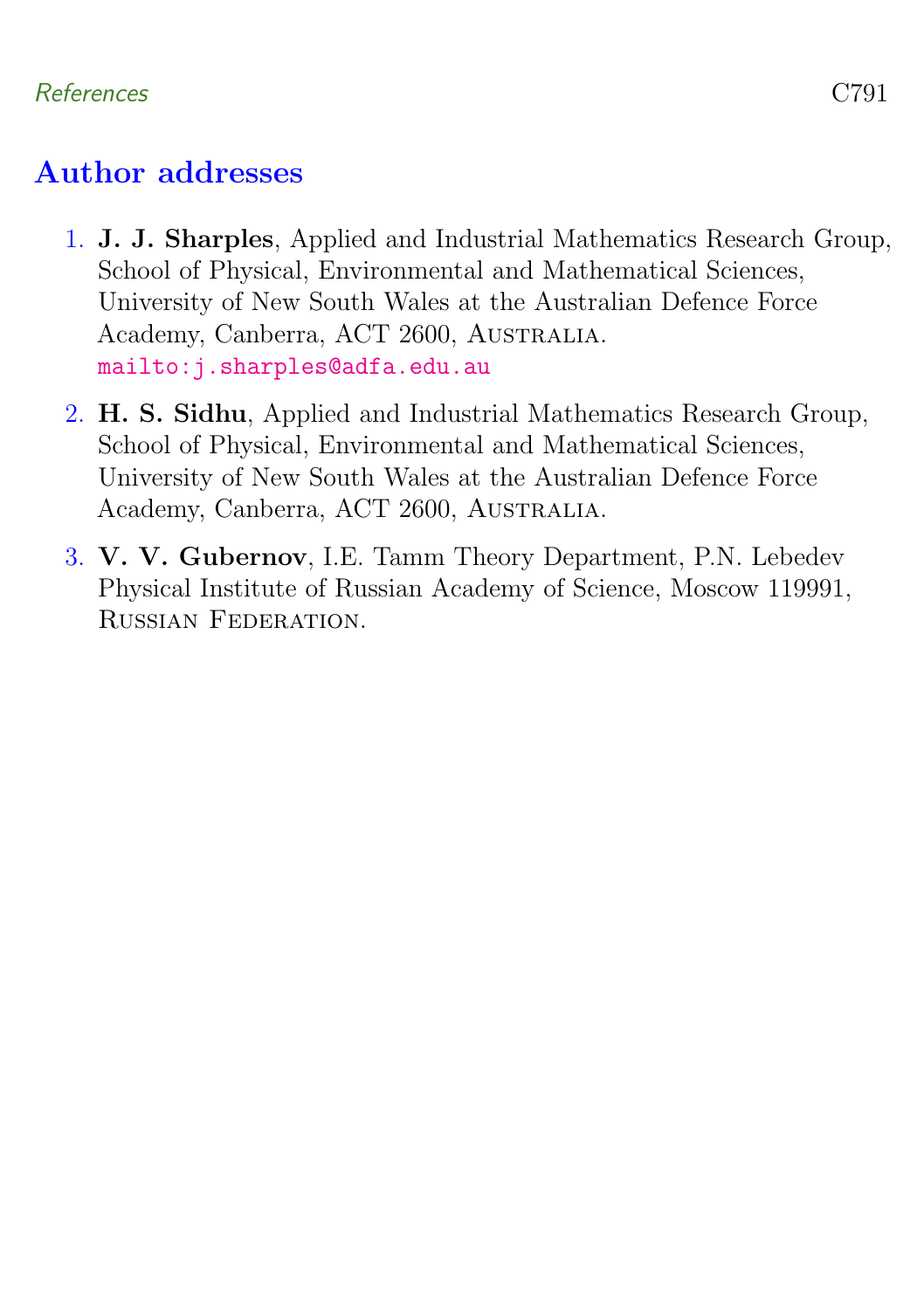## Author addresses

1. **J. J. Sharples**, Applied and Industrial Mathematics Research Group, School of Physical, Environmental and Mathematical Sciences, University of New South Wales at the Australian Defence Force Academy, Canberra, ACT 2600, Australia.
   mailto:j.sharples@adfa.edu.au
2. **H. S. Sidhu**, Applied and Industrial Mathematics Research Group, School of Physical, Environmental and Mathematical Sciences, University of New South Wales at the Australian Defence Force Academy, Canberra, ACT 2600, Australia.
3. **V. V. Gubernov**, I.E. Tamm Theory Department, P.N. Lebedev Physical Institute of Russian Academy of Science, Moscow 119991, Russian Federation.